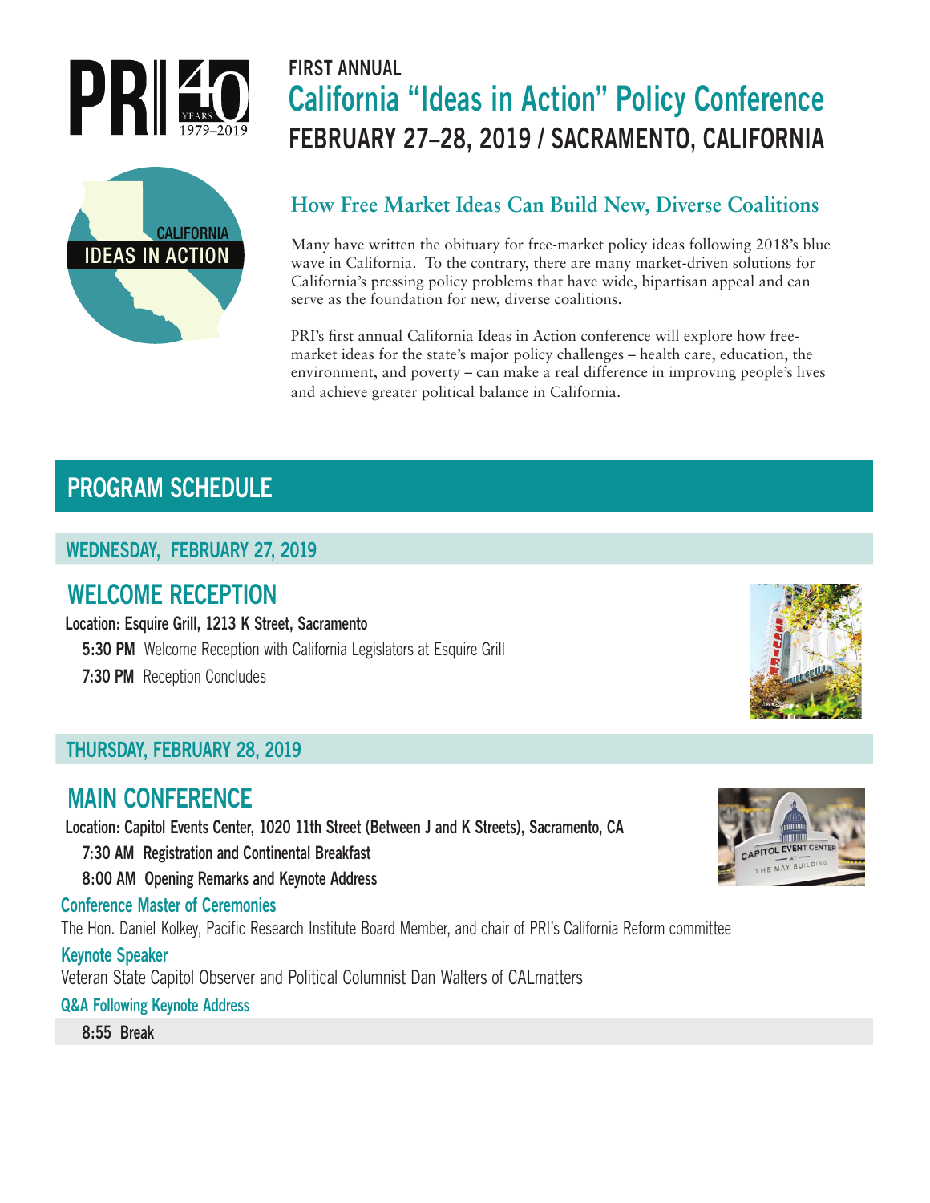FIRST ANNUAL

# California "Ideas in Action" Policy Conference

# FEBRUARY 27–28, 2019 / SACRAMENTO, CALIFORNIA

## How Free Market Ideas Can Build New, Diverse Coalitions

Many have written the obituary for free-market policy ideas following 2018's blue wave in California. To the contrary, there are many market-driven solutions for California's pressing policy problems that have wide, bipartisan appeal and can serve as the foundation for new, diverse coalitions.

PRI's first annual California Ideas in Action conference will explore how free-market ideas for the state's major policy challenges – health care, education, the environment, and poverty – can make a real difference in improving people's lives and achieve greater political balance in California.

## PROGRAM SCHEDULE

### WEDNESDAY, FEBRUARY 27, 2019

### WELCOME RECEPTION

**Location: Esquire Grill, 1213 K Street, Sacramento**

**5:30 PM** Welcome Reception with California Legislators at Esquire Grill

**7:30 PM** Reception Concludes

### THURSDAY, FEBRUARY 28, 2019

### MAIN CONFERENCE

**Location: Capitol Events Center, 1020 11th Street (Between J and K Streets), Sacramento, CA**

**7:30 AM Registration and Continental Breakfast**

**8:00 AM Opening Remarks and Keynote Address**

**Conference Master of Ceremonies**

The Hon. Daniel Kolkey, Pacific Research Institute Board Member, and chair of PRI's California Reform committee

**Keynote Speaker**

Veteran State Capitol Observer and Political Columnist Dan Walters of CALmatters

**Q&A Following Keynote Address**

**8:55 Break**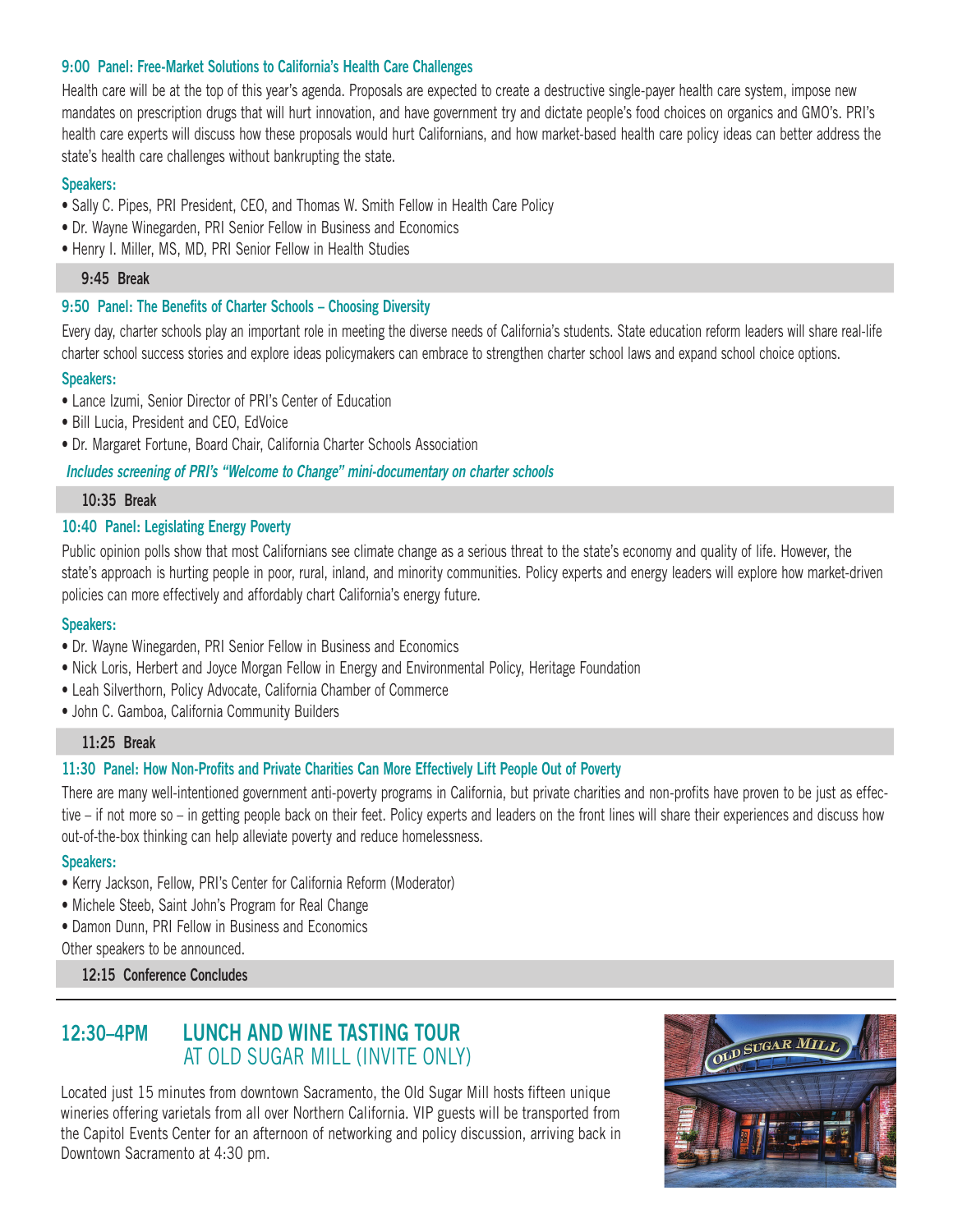### 9:00 Panel: Free-Market Solutions to California's Health Care Challenges

Health care will be at the top of this year's agenda. Proposals are expected to create a destructive single-payer health care system, impose new mandates on prescription drugs that will hurt innovation, and have government try and dictate people's food choices on organics and GMO's. PRI's health care experts will discuss how these proposals would hurt Californians, and how market-based health care policy ideas can better address the state's health care challenges without bankrupting the state.

**Speakers:**

- Sally C. Pipes, PRI President, CEO, and Thomas W. Smith Fellow in Health Care Policy
- Dr. Wayne Winegarden, PRI Senior Fellow in Business and Economics
- Henry I. Miller, MS, MD, PRI Senior Fellow in Health Studies

**9:45 Break**

### 9:50 Panel: The Benefits of Charter Schools – Choosing Diversity

Every day, charter schools play an important role in meeting the diverse needs of California's students. State education reform leaders will share real-life charter school success stories and explore ideas policymakers can embrace to strengthen charter school laws and expand school choice options.

**Speakers:**

- Lance Izumi, Senior Director of PRI's Center of Education
- Bill Lucia, President and CEO, EdVoice
- Dr. Margaret Fortune, Board Chair, California Charter Schools Association

*Includes screening of PRI's "Welcome to Change" mini-documentary on charter schools*

**10:35 Break**

### 10:40 Panel: Legislating Energy Poverty

Public opinion polls show that most Californians see climate change as a serious threat to the state's economy and quality of life. However, the state's approach is hurting people in poor, rural, inland, and minority communities. Policy experts and energy leaders will explore how market-driven policies can more effectively and affordably chart California's energy future.

**Speakers:**

- Dr. Wayne Winegarden, PRI Senior Fellow in Business and Economics
- Nick Loris, Herbert and Joyce Morgan Fellow in Energy and Environmental Policy, Heritage Foundation
- Leah Silverthorn, Policy Advocate, California Chamber of Commerce
- John C. Gamboa, California Community Builders

**11:25 Break**

### 11:30 Panel: How Non-Profits and Private Charities Can More Effectively Lift People Out of Poverty

There are many well-intentioned government anti-poverty programs in California, but private charities and non-profits have proven to be just as effective – if not more so – in getting people back on their feet. Policy experts and leaders on the front lines will share their experiences and discuss how out-of-the-box thinking can help alleviate poverty and reduce homelessness.

**Speakers:**

- Kerry Jackson, Fellow, PRI's Center for California Reform (Moderator)
- Michele Steeb, Saint John's Program for Real Change
- Damon Dunn, PRI Fellow in Business and Economics

Other speakers to be announced.

**12:15 Conference Concludes**

---

## 12:30–4PM LUNCH AND WINE TASTING TOUR AT OLD SUGAR MILL (INVITE ONLY)

Located just 15 minutes from downtown Sacramento, the Old Sugar Mill hosts fifteen unique wineries offering varietals from all over Northern California. VIP guests will be transported from the Capitol Events Center for an afternoon of networking and policy discussion, arriving back in Downtown Sacramento at 4:30 pm.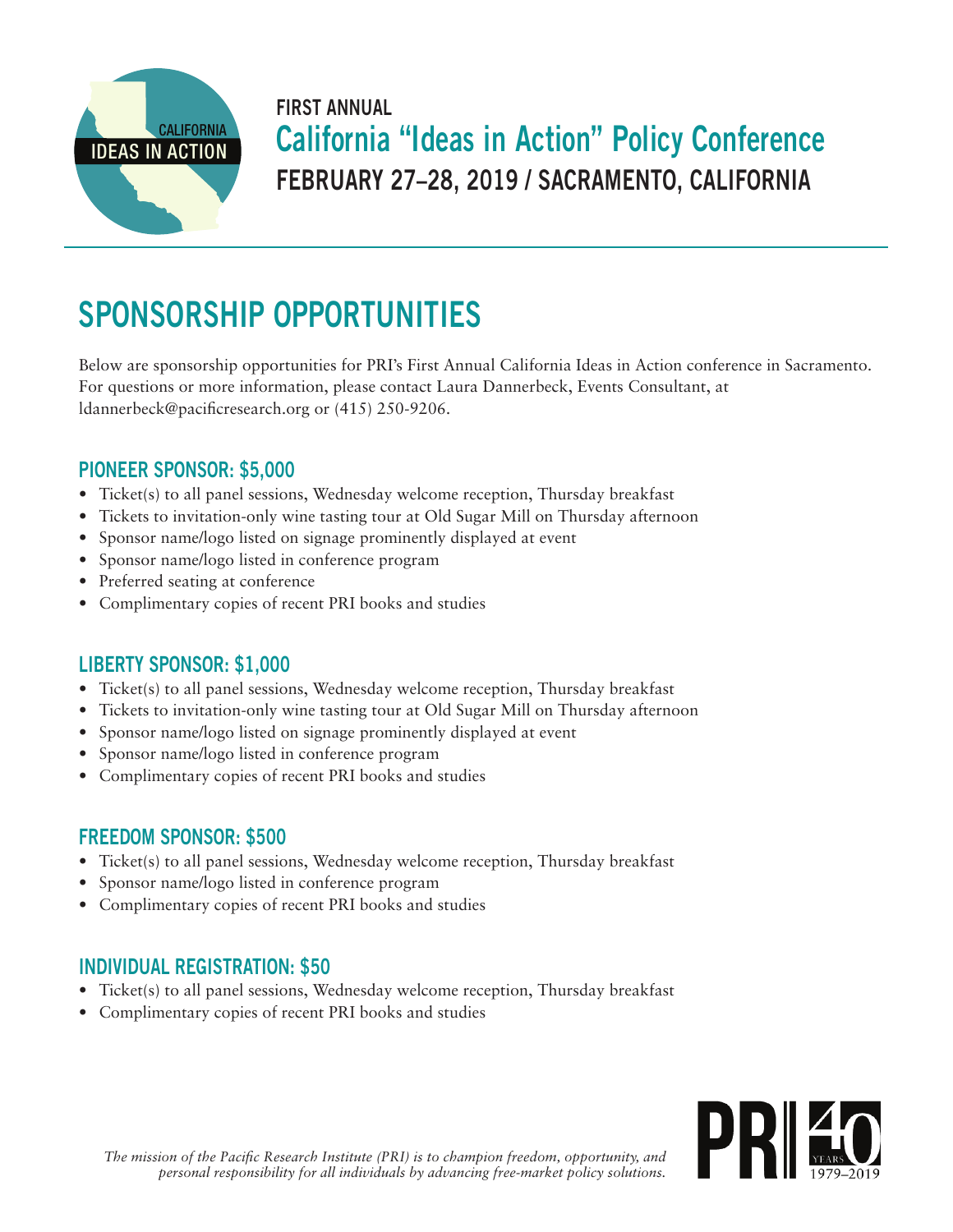FIRST ANNUAL

# California "Ideas in Action" Policy Conference

**FEBRUARY 27–28, 2019 / SACRAMENTO, CALIFORNIA**

## SPONSORSHIP OPPORTUNITIES

Below are sponsorship opportunities for PRI's First Annual California Ideas in Action conference in Sacramento. For questions or more information, please contact Laura Dannerbeck, Events Consultant, at ldannerbeck@pacificresearch.org or (415) 250-9206.

### PIONEER SPONSOR: $5,000

- Ticket(s) to all panel sessions, Wednesday welcome reception, Thursday breakfast
- Tickets to invitation-only wine tasting tour at Old Sugar Mill on Thursday afternoon
- Sponsor name/logo listed on signage prominently displayed at event
- Sponsor name/logo listed in conference program
- Preferred seating at conference
- Complimentary copies of recent PRI books and studies

### LIBERTY SPONSOR: $1,000

- Ticket(s) to all panel sessions, Wednesday welcome reception, Thursday breakfast
- Tickets to invitation-only wine tasting tour at Old Sugar Mill on Thursday afternoon
- Sponsor name/logo listed on signage prominently displayed at event
- Sponsor name/logo listed in conference program
- Complimentary copies of recent PRI books and studies

### FREEDOM SPONSOR: $500

- Ticket(s) to all panel sessions, Wednesday welcome reception, Thursday breakfast
- Sponsor name/logo listed in conference program
- Complimentary copies of recent PRI books and studies

### INDIVIDUAL REGISTRATION: $50

- Ticket(s) to all panel sessions, Wednesday welcome reception, Thursday breakfast
- Complimentary copies of recent PRI books and studies

*The mission of the Pacific Research Institute (PRI) is to champion freedom, opportunity, and personal responsibility for all individuals by advancing free-market policy solutions.*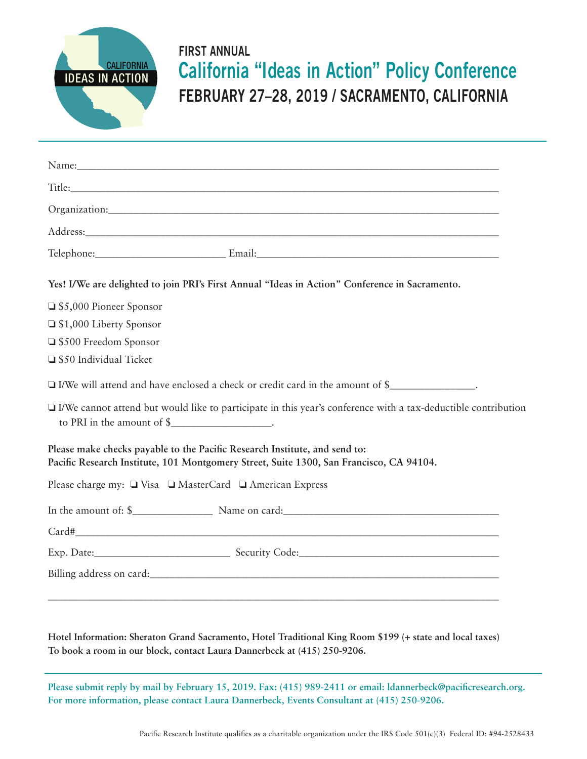CALIFORNIA
IDEAS IN ACTION

FIRST ANNUAL

# California "Ideas in Action" Policy Conference

## FEBRUARY 27–28, 2019 / SACRAMENTO, CALIFORNIA

Name:_______________________________________________________________________________

Title:_______________________________________________________________________________

Organization:_________________________________________________________________________

Address:_____________________________________________________________________________

Telephone:_________________________ Email:______________________________________________

**Yes! I/We are delighted to join PRI's First Annual "Ideas in Action" Conference in Sacramento.**

❏ $5,000 Pioneer Sponsor

❏ $1,000 Liberty Sponsor

❏ $500 Freedom Sponsor

❏ $50 Individual Ticket

❏ I/We will attend and have enclosed a check or credit card in the amount of $________________.

❏ I/We cannot attend but would like to participate in this year's conference with a tax-deductible contribution to PRI in the amount of $___________________.

**Please make checks payable to the Pacific Research Institute, and send to:**
**Pacific Research Institute, 101 Montgomery Street, Suite 1300, San Francisco, CA 94104.**

Please charge my: ❏ Visa ❏ MasterCard ❏ American Express

In the amount of: $_______________ Name on card:_________________________________________

Card#_______________________________________________________________________________

Exp. Date:__________________________ Security Code:______________________________________

Billing address on card:___________________________________________________________________

_____________________________________________________________________________________

**Hotel Information: Sheraton Grand Sacramento, Hotel Traditional King Room $199 (+ state and local taxes)**
**To book a room in our block, contact Laura Dannerbeck at (415) 250-9206.**

**Please submit reply by mail by February 15, 2019. Fax: (415) 989-2411 or email: ldannerbeck@pacificresearch.org.**
**For more information, please contact Laura Dannerbeck, Events Consultant at (415) 250-9206.**

Pacific Research Institute qualifies as a charitable organization under the IRS Code 501(c)(3) Federal ID: #94-2528433